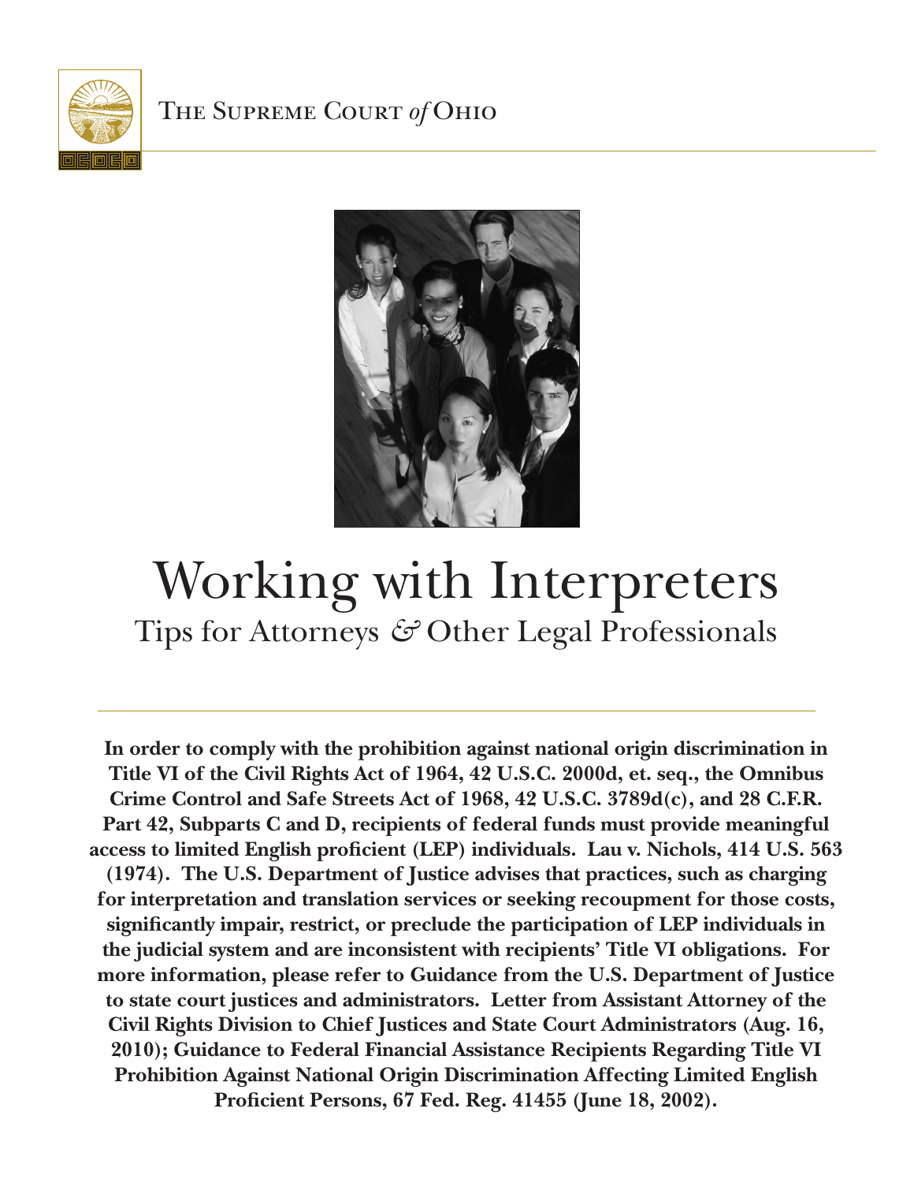The Supreme Court *of* Ohio

# Working with Interpreters

## Tips for Attorneys & Other Legal Professionals

**In order to comply with the prohibition against national origin discrimination in Title VI of the Civil Rights Act of 1964, 42 U.S.C. 2000d, et. seq., the Omnibus Crime Control and Safe Streets Act of 1968, 42 U.S.C. 3789d(c), and 28 C.F.R. Part 42, Subparts C and D, recipients of federal funds must provide meaningful access to limited English proficient (LEP) individuals. Lau v. Nichols, 414 U.S. 563 (1974). The U.S. Department of Justice advises that practices, such as charging for interpretation and translation services or seeking recoupment for those costs, significantly impair, restrict, or preclude the participation of LEP individuals in the judicial system and are inconsistent with recipients' Title VI obligations. For more information, please refer to Guidance from the U.S. Department of Justice to state court justices and administrators. Letter from Assistant Attorney of the Civil Rights Division to Chief Justices and State Court Administrators (Aug. 16, 2010); Guidance to Federal Financial Assistance Recipients Regarding Title VI Prohibition Against National Origin Discrimination Affecting Limited English Proficient Persons, 67 Fed. Reg. 41455 (June 18, 2002).**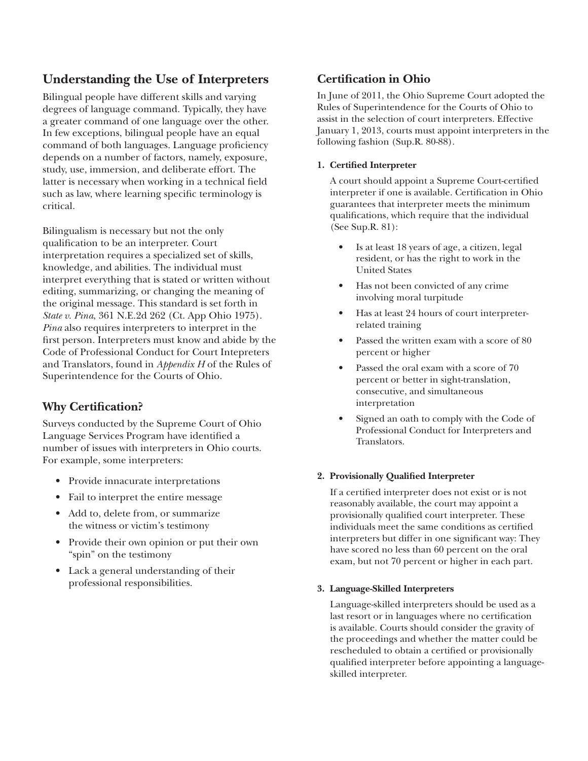## Understanding the Use of Interpreters

Bilingual people have different skills and varying degrees of language command. Typically, they have a greater command of one language over the other. In few exceptions, bilingual people have an equal command of both languages. Language proficiency depends on a number of factors, namely, exposure, study, use, immersion, and deliberate effort. The latter is necessary when working in a technical field such as law, where learning specific terminology is critical.

Bilingualism is necessary but not the only qualification to be an interpreter. Court interpretation requires a specialized set of skills, knowledge, and abilities. The individual must interpret everything that is stated or written without editing, summarizing, or changing the meaning of the original message. This standard is set forth in *State v. Pina*, 361 N.E.2d 262 (Ct. App Ohio 1975). *Pina* also requires interpreters to interpret in the first person. Interpreters must know and abide by the Code of Professional Conduct for Court Intepreters and Translators, found in *Appendix H* of the Rules of Superintendence for the Courts of Ohio.

## Why Certification?

Surveys conducted by the Supreme Court of Ohio Language Services Program have identified a number of issues with interpreters in Ohio courts. For example, some interpreters:

- Provide innacurate interpretations
- Fail to interpret the entire message
- Add to, delete from, or summarize the witness or victim's testimony
- Provide their own opinion or put their own "spin" on the testimony
- Lack a general understanding of their professional responsibilities.

## Certification in Ohio

In June of 2011, the Ohio Supreme Court adopted the Rules of Superintendence for the Courts of Ohio to assist in the selection of court interpreters. Effective January 1, 2013, courts must appoint interpreters in the following fashion (Sup.R. 80-88).

**1. Certified Interpreter**

A court should appoint a Supreme Court-certified interpreter if one is available. Certification in Ohio guarantees that interpreter meets the minimum qualifications, which require that the individual (See Sup.R. 81):

- Is at least 18 years of age, a citizen, legal resident, or has the right to work in the United States
- Has not been convicted of any crime involving moral turpitude
- Has at least 24 hours of court interpreter-related training
- Passed the written exam with a score of 80 percent or higher
- Passed the oral exam with a score of 70 percent or better in sight-translation, consecutive, and simultaneous interpretation
- Signed an oath to comply with the Code of Professional Conduct for Interpreters and Translators.

**2. Provisionally Qualified Interpreter**

If a certified interpreter does not exist or is not reasonably available, the court may appoint a provisionally qualified court interpreter. These individuals meet the same conditions as certified interpreters but differ in one significant way: They have scored no less than 60 percent on the oral exam, but not 70 percent or higher in each part.

**3. Language-Skilled Interpreters**

Language-skilled interpreters should be used as a last resort or in languages where no certification is available. Courts should consider the gravity of the proceedings and whether the matter could be rescheduled to obtain a certified or provisionally qualified interpreter before appointing a language-skilled interpreter.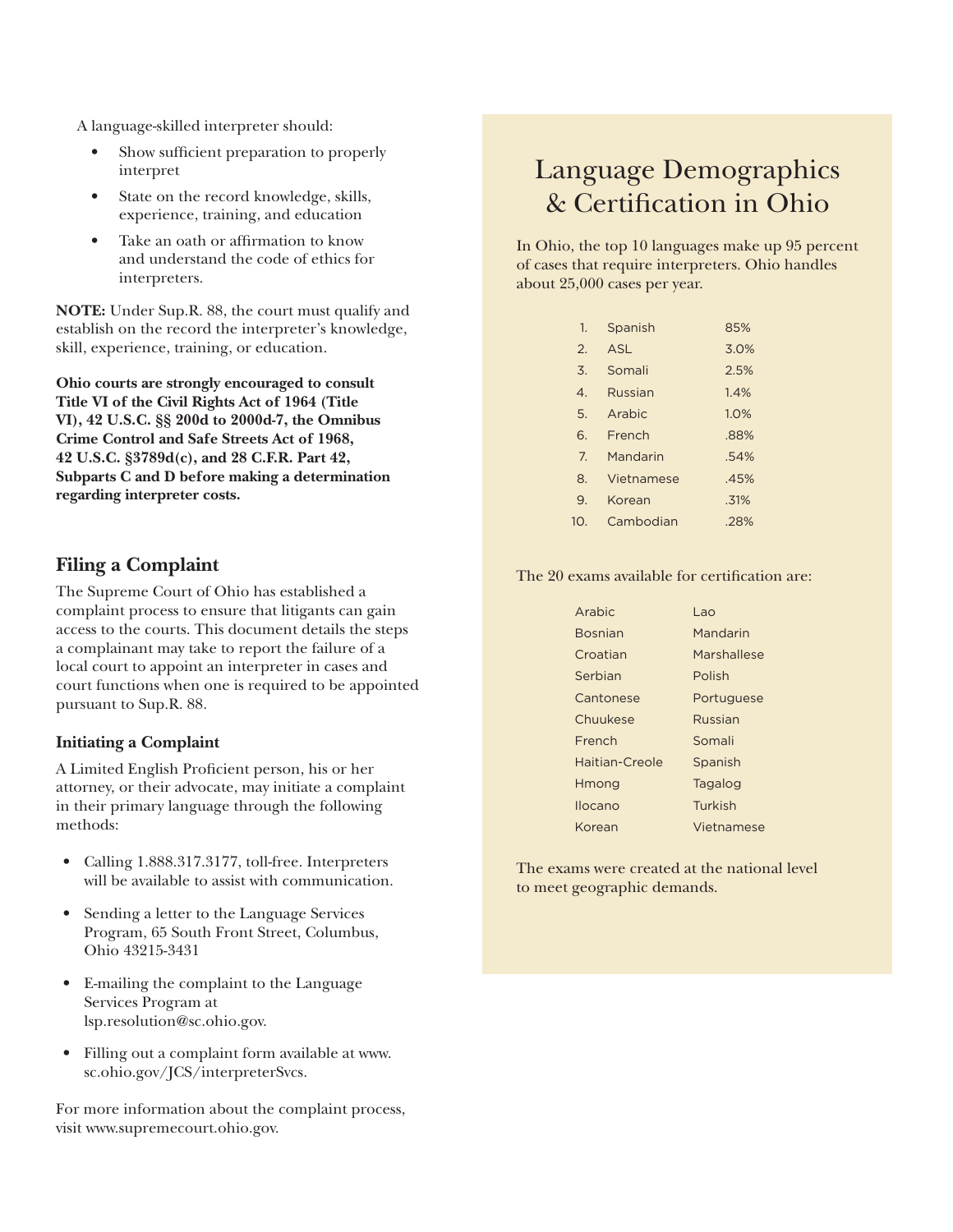A language-skilled interpreter should:

- Show sufficient preparation to properly interpret
- State on the record knowledge, skills, experience, training, and education
- Take an oath or affirmation to know and understand the code of ethics for interpreters.

**NOTE:** Under Sup.R. 88, the court must qualify and establish on the record the interpreter's knowledge, skill, experience, training, or education.

**Ohio courts are strongly encouraged to consult Title VI of the Civil Rights Act of 1964 (Title VI), 42 U.S.C. §§ 200d to 2000d-7, the Omnibus Crime Control and Safe Streets Act of 1968, 42 U.S.C. §3789d(c), and 28 C.F.R. Part 42, Subparts C and D before making a determination regarding interpreter costs.**

## Filing a Complaint

The Supreme Court of Ohio has established a complaint process to ensure that litigants can gain access to the courts. This document details the steps a complainant may take to report the failure of a local court to appoint an interpreter in cases and court functions when one is required to be appointed pursuant to Sup.R. 88.

### Initiating a Complaint

A Limited English Proficient person, his or her attorney, or their advocate, may initiate a complaint in their primary language through the following methods:

- Calling 1.888.317.3177, toll-free. Interpreters will be available to assist with communication.
- Sending a letter to the Language Services Program, 65 South Front Street, Columbus, Ohio 43215-3431
- E-mailing the complaint to the Language Services Program at lsp.resolution@sc.ohio.gov.
- Filling out a complaint form available at www.sc.ohio.gov/JCS/interpreterSvcs.

For more information about the complaint process, visit www.supremecourt.ohio.gov.

## Language Demographics & Certification in Ohio

In Ohio, the top 10 languages make up 95 percent of cases that require interpreters. Ohio handles about 25,000 cases per year.

| | Language | Percent |
|---|---|---|
| 1. | Spanish | 85% |
| 2. | ASL | 3.0% |
| 3. | Somali | 2.5% |
| 4. | Russian | 1.4% |
| 5. | Arabic | 1.0% |
| 6. | French | .88% |
| 7. | Mandarin | .54% |
| 8. | Vietnamese | .45% |
| 9. | Korean | .31% |
| 10. | Cambodian | .28% |

The 20 exams available for certification are:

| | |
|---|---|
| Arabic | Lao |
| Bosnian | Mandarin |
| Croatian | Marshallese |
| Serbian | Polish |
| Cantonese | Portuguese |
| Chuukese | Russian |
| French | Somali |
| Haitian-Creole | Spanish |
| Hmong | Tagalog |
| Ilocano | Turkish |
| Korean | Vietnamese |

The exams were created at the national level to meet geographic demands.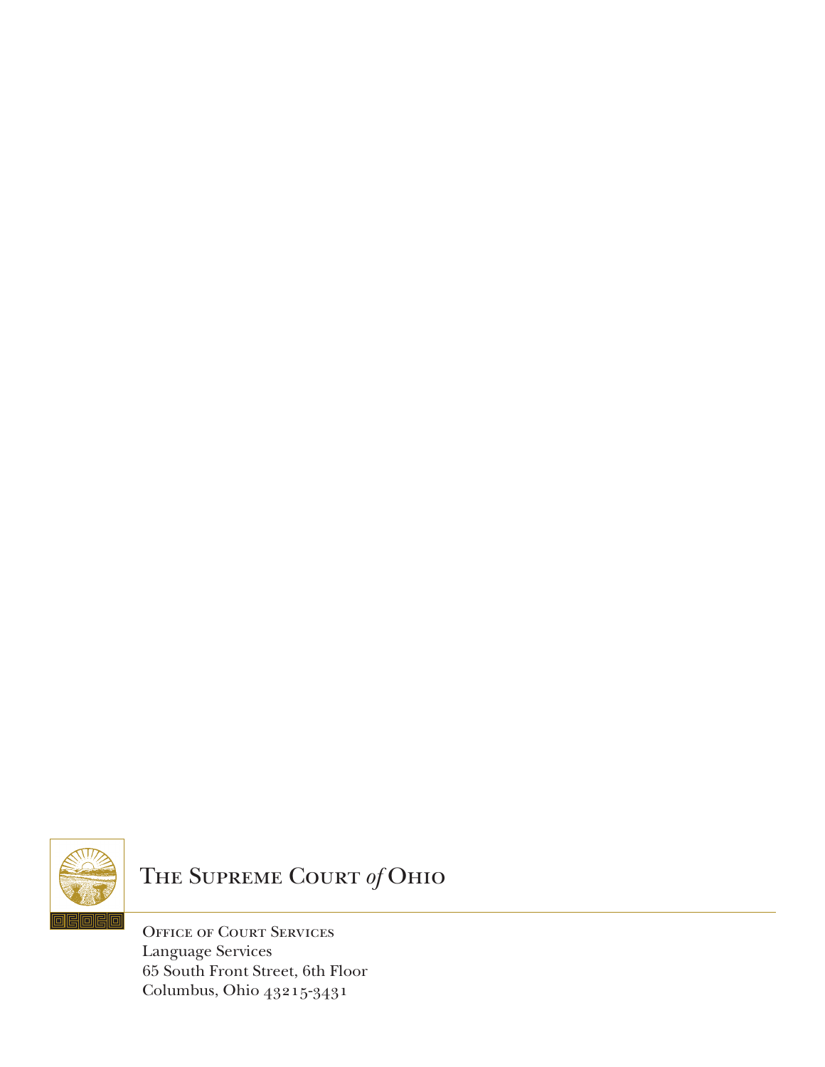The Supreme Court *of* Ohio

Office of Court Services
Language Services
65 South Front Street, 6th Floor
Columbus, Ohio 43215-3431